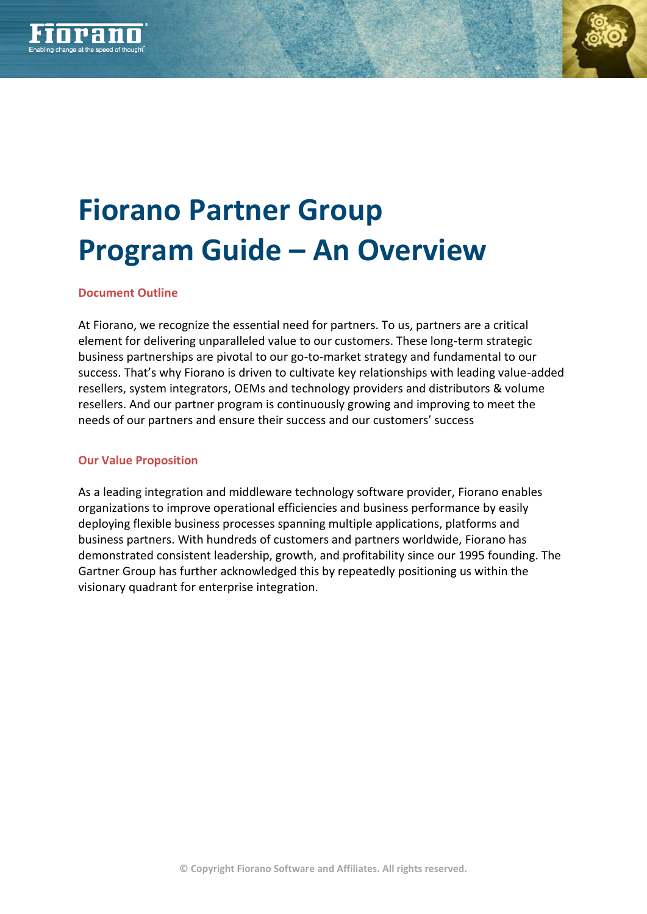# Fiorano Partner Group Program Guide – An Overview

## Document Outline

At Fiorano, we recognize the essential need for partners. To us, partners are a critical element for delivering unparalleled value to our customers. These long-term strategic business partnerships are pivotal to our go-to-market strategy and fundamental to our success. That's why Fiorano is driven to cultivate key relationships with leading value-added resellers, system integrators, OEMs and technology providers and distributors & volume resellers. And our partner program is continuously growing and improving to meet the needs of our partners and ensure their success and our customers' success

## Our Value Proposition

As a leading integration and middleware technology software provider, Fiorano enables organizations to improve operational efficiencies and business performance by easily deploying flexible business processes spanning multiple applications, platforms and business partners. With hundreds of customers and partners worldwide, Fiorano has demonstrated consistent leadership, growth, and profitability since our 1995 founding. The Gartner Group has further acknowledged this by repeatedly positioning us within the visionary quadrant for enterprise integration.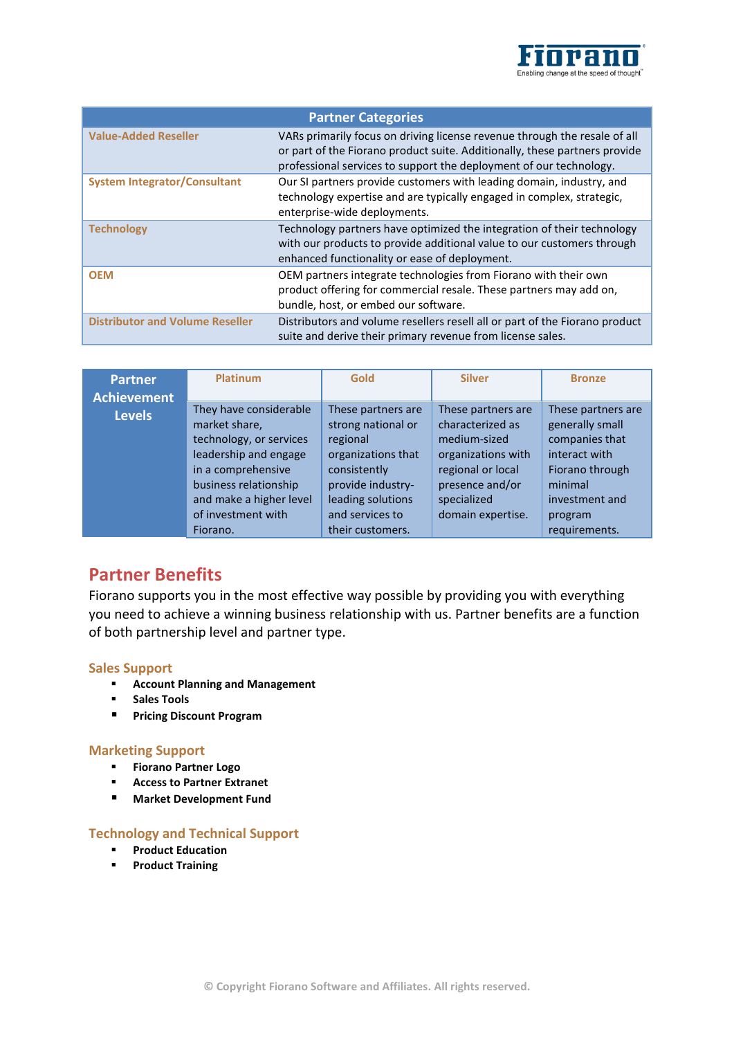| Partner Categories | |
|---|---|
| Value-Added Reseller | VARs primarily focus on driving license revenue through the resale of all or part of the Fiorano product suite. Additionally, these partners provide professional services to support the deployment of our technology. |
| System Integrator/Consultant | Our SI partners provide customers with leading domain, industry, and technology expertise and are typically engaged in complex, strategic, enterprise-wide deployments. |
| Technology | Technology partners have optimized the integration of their technology with our products to provide additional value to our customers through enhanced functionality or ease of deployment. |
| OEM | OEM partners integrate technologies from Fiorano with their own product offering for commercial resale. These partners may add on, bundle, host, or embed our software. |
| Distributor and Volume Reseller | Distributors and volume resellers resell all or part of the Fiorano product suite and derive their primary revenue from license sales. |

| Partner Achievement Levels | Platinum | Gold | Silver | Bronze |
|---|---|---|---|---|
| | They have considerable market share, technology, or services leadership and engage in a comprehensive business relationship and make a higher level of investment with Fiorano. | These partners are strong national or regional organizations that consistently provide industry-leading solutions and services to their customers. | These partners are characterized as medium-sized organizations with regional or local presence and/or specialized domain expertise. | These partners are generally small companies that interact with Fiorano through minimal investment and program requirements. |

## Partner Benefits

Fiorano supports you in the most effective way possible by providing you with everything you need to achieve a winning business relationship with us. Partner benefits are a function of both partnership level and partner type.

### Sales Support

- **Account Planning and Management**
- **Sales Tools**
- **Pricing Discount Program**

### Marketing Support

- **Fiorano Partner Logo**
- **Access to Partner Extranet**
- **Market Development Fund**

### Technology and Technical Support

- **Product Education**
- **Product Training**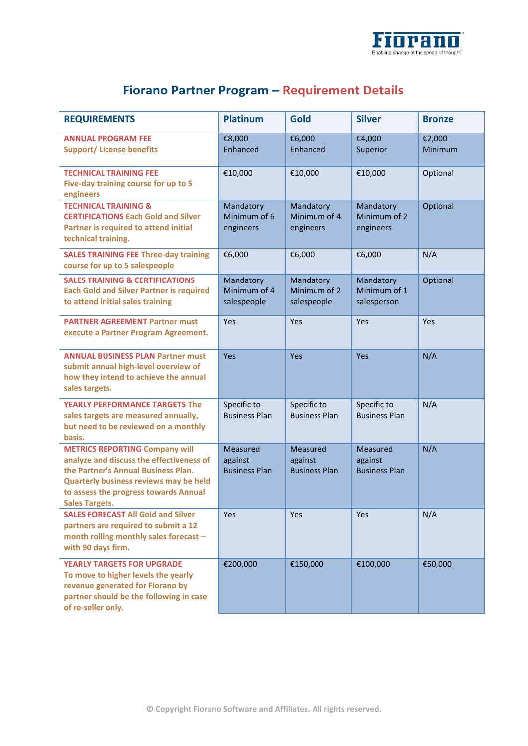# Fiorano Partner Program – Requirement Details

| REQUIREMENTS | Platinum | Gold | Silver | Bronze |
|---|---|---|---|---|
| **ANNUAL PROGRAM FEE** Support/ License benefits | €8,000 Enhanced | €6,000 Enhanced | €4,000 Superior | €2,000 Minimum |
| **TECHNICAL TRAINING FEE** Five-day training course for up to 5 engineers | €10,000 | €10,000 | €10,000 | Optional |
| **TECHNICAL TRAINING & CERTIFICATIONS** Each Gold and Silver Partner is required to attend initial technical training. | Mandatory Minimum of 6 engineers | Mandatory Minimum of 4 engineers | Mandatory Minimum of 2 engineers | Optional |
| **SALES TRAINING FEE** Three-day training course for up to 5 salespeople | €6,000 | €6,000 | €6,000 | N/A |
| **SALES TRAINING & CERTIFICATIONS** Each Gold and Silver Partner is required to attend initial sales training | Mandatory Minimum of 4 salespeople | Mandatory Minimum of 2 salespeople | Mandatory Minimum of 1 salesperson | Optional |
| **PARTNER AGREEMENT** Partner must execute a Partner Program Agreement. | Yes | Yes | Yes | Yes |
| **ANNUAL BUSINESS PLAN** Partner must submit annual high-level overview of how they intend to achieve the annual sales targets. | Yes | Yes | Yes | N/A |
| **YEARLY PERFORMANCE TARGETS** The sales targets are measured annually, but need to be reviewed on a monthly basis. | Specific to Business Plan | Specific to Business Plan | Specific to Business Plan | N/A |
| **METRICS REPORTING** Company will analyze and discuss the effectiveness of the Partner's Annual Business Plan. Quarterly business reviews may be held to assess the progress towards Annual Sales Targets. | Measured against Business Plan | Measured against Business Plan | Measured against Business Plan | N/A |
| **SALES FORECAST** All Gold and Silver partners are required to submit a 12 month rolling monthly sales forecast – with 90 days firm. | Yes | Yes | Yes | N/A |
| **YEARLY TARGETS FOR UPGRADE** To move to higher levels the yearly revenue generated for Fiorano by partner should be the following in case of re-seller only. | €200,000 | €150,000 | €100,000 | €50,000 |